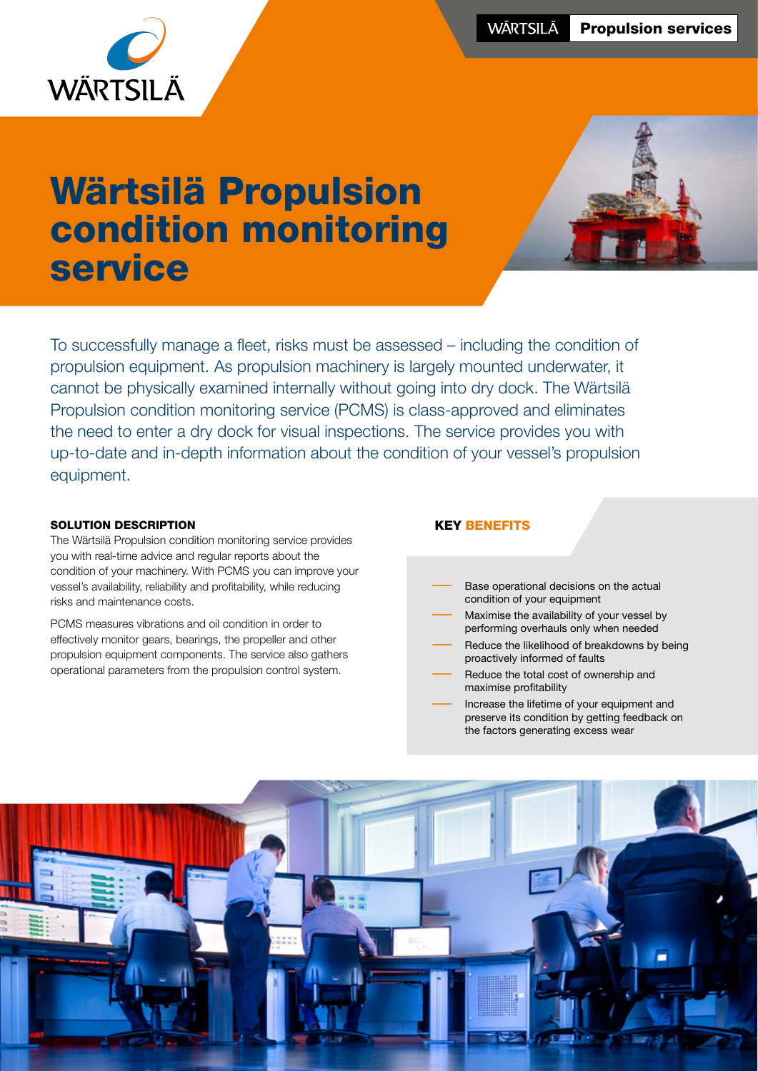# Wärtsilä Propulsion condition monitoring service

To successfully manage a fleet, risks must be assessed – including the condition of propulsion equipment. As propulsion machinery is largely mounted underwater, it cannot be physically examined internally without going into dry dock. The Wärtsilä Propulsion condition monitoring service (PCMS) is class-approved and eliminates the need to enter a dry dock for visual inspections. The service provides you with up-to-date and in-depth information about the condition of your vessel's propulsion equipment.

## SOLUTION DESCRIPTION

The Wärtsilä Propulsion condition monitoring service provides you with real-time advice and regular reports about the condition of your machinery. With PCMS you can improve your vessel's availability, reliability and profitability, while reducing risks and maintenance costs.

PCMS measures vibrations and oil condition in order to effectively monitor gears, bearings, the propeller and other propulsion equipment components. The service also gathers operational parameters from the propulsion control system.

## KEY BENEFITS

- Base operational decisions on the actual condition of your equipment
- Maximise the availability of your vessel by performing overhauls only when needed
- Reduce the likelihood of breakdowns by being proactively informed of faults
- Reduce the total cost of ownership and maximise profitability
- Increase the lifetime of your equipment and preserve its condition by getting feedback on the factors generating excess wear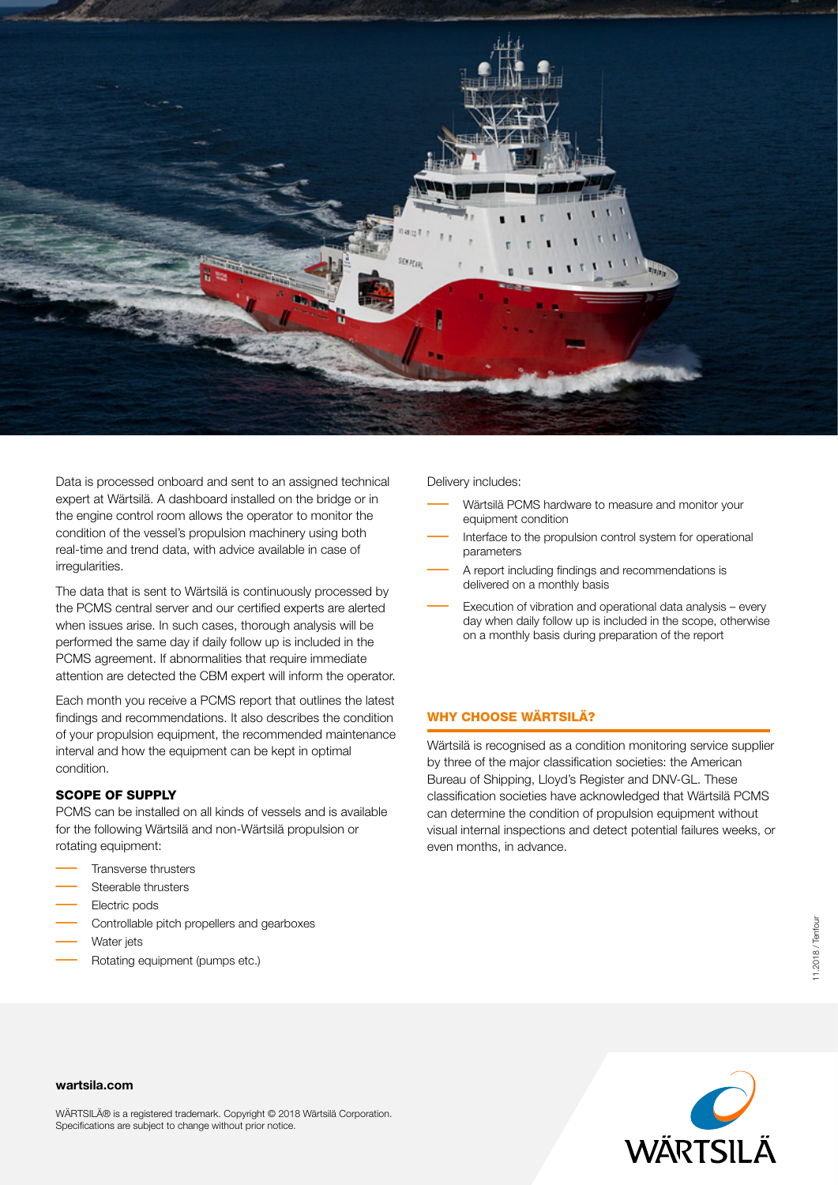Data is processed onboard and sent to an assigned technical expert at Wärtsilä. A dashboard installed on the bridge or in the engine control room allows the operator to monitor the condition of the vessel's propulsion machinery using both real-time and trend data, with advice available in case of irregularities.

The data that is sent to Wärtsilä is continuously processed by the PCMS central server and our certified experts are alerted when issues arise. In such cases, thorough analysis will be performed the same day if daily follow up is included in the PCMS agreement. If abnormalities that require immediate attention are detected the CBM expert will inform the operator.

Each month you receive a PCMS report that outlines the latest findings and recommendations. It also describes the condition of your propulsion equipment, the recommended maintenance interval and how the equipment can be kept in optimal condition.

## SCOPE OF SUPPLY

PCMS can be installed on all kinds of vessels and is available for the following Wärtsilä and non-Wärtsilä propulsion or rotating equipment:

- Transverse thrusters
- Steerable thrusters
- Electric pods
- Controllable pitch propellers and gearboxes
- Water jets
- Rotating equipment (pumps etc.)

Delivery includes:

- Wärtsilä PCMS hardware to measure and monitor your equipment condition
- Interface to the propulsion control system for operational parameters
- A report including findings and recommendations is delivered on a monthly basis
- Execution of vibration and operational data analysis – every day when daily follow up is included in the scope, otherwise on a monthly basis during preparation of the report

## WHY CHOOSE WÄRTSILÄ?

Wärtsilä is recognised as a condition monitoring service supplier by three of the major classification societies: the American Bureau of Shipping, Lloyd's Register and DNV-GL. These classification societies have acknowledged that Wärtsilä PCMS can determine the condition of propulsion equipment without visual internal inspections and detect potential failures weeks, or even months, in advance.

11.2018 / Tenfour

**wartsila.com**

WÄRTSILÄ® is a registered trademark. Copyright © 2018 Wärtsilä Corporation.
Specifications are subject to change without prior notice.